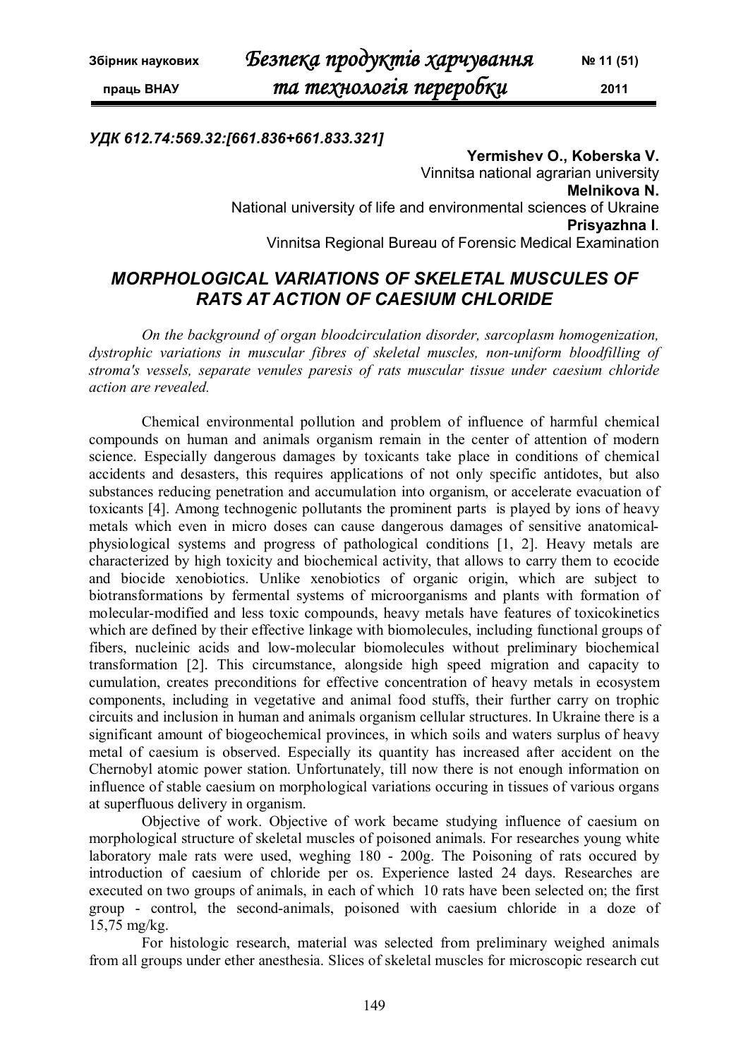УДК 612.74:569.32:[661.836+661.833.321]

**Yermishev O., Koberska V.**
Vinnitsa national agrarian university
**Melnikova N.**
National university of life and environmental sciences of Ukraine
**Prisyazhna I**.
Vinnitsa Regional Bureau of Forensic Medical Examination

# *MORPHOLOGICAL VARIATIONS OF SKELETAL MUSCULES OF RATS AT ACTION OF CAESIUM CHLORIDE*

*On the background of organ bloodcirculation disorder, sarcoplasm homogenization, dystrophic variations in muscular fibres of skeletal muscles, non-uniform bloodfilling of stroma's vessels, separate venules paresis of rats muscular tissue under caesium chloride action are revealed.*

Chemical environmental pollution and problem of influence of harmful chemical compounds on human and animals organism remain in the center of attention of modern science. Especially dangerous damages by toxicants take place in conditions of chemical accidents and desasters, this requires applications of not only specific antidotes, but also substances reducing penetration and accumulation into organism, or accelerate evacuation of toxicants [4]. Among technogenic pollutants the prominent parts is played by ions of heavy metals which even in micro doses can cause dangerous damages of sensitive anatomical-physiological systems and progress of pathological conditions [1, 2]. Heavy metals are characterized by high toxicity and biochemical activity, that allows to carry them to ecocide and biocide xenobiotics. Unlike xenobiotics of organic origin, which are subject to biotransformations by fermental systems of microorganisms and plants with formation of molecular-modified and less toxic compounds, heavy metals have features of toxicokinetics which are defined by their effective linkage with biomolecules, including functional groups of fibers, nucleinic acids and low-molecular biomolecules without preliminary biochemical transformation [2]. This circumstance, alongside high speed migration and capacity to cumulation, creates preconditions for effective concentration of heavy metals in ecosystem components, including in vegetative and animal food stuffs, their further carry on trophic circuits and inclusion in human and animals organism cellular structures. In Ukraine there is a significant amount of biogeochemical provinces, in which soils and waters surplus of heavy metal of caesium is observed. Especially its quantity has increased after accident on the Chernobyl atomic power station. Unfortunately, till now there is not enough information on influence of stable caesium on morphological variations occuring in tissues of various organs at superfluous delivery in organism.

Objective of work. Objective of work became studying influence of caesium on morphological structure of skeletal muscles of poisoned animals. For researches young white laboratory male rats were used, weghing 180 - 200g. The Poisoning of rats occured by introduction of caesium of chloride per os. Experience lasted 24 days. Researches are executed on two groups of animals, in each of which 10 rats have been selected on; the first group - control, the second-animals, poisoned with caesium chloride in a doze of 15,75 mg/kg.

For histologic research, material was selected from preliminary weighed animals from all groups under ether anesthesia. Slices of skeletal muscles for microscopic research cut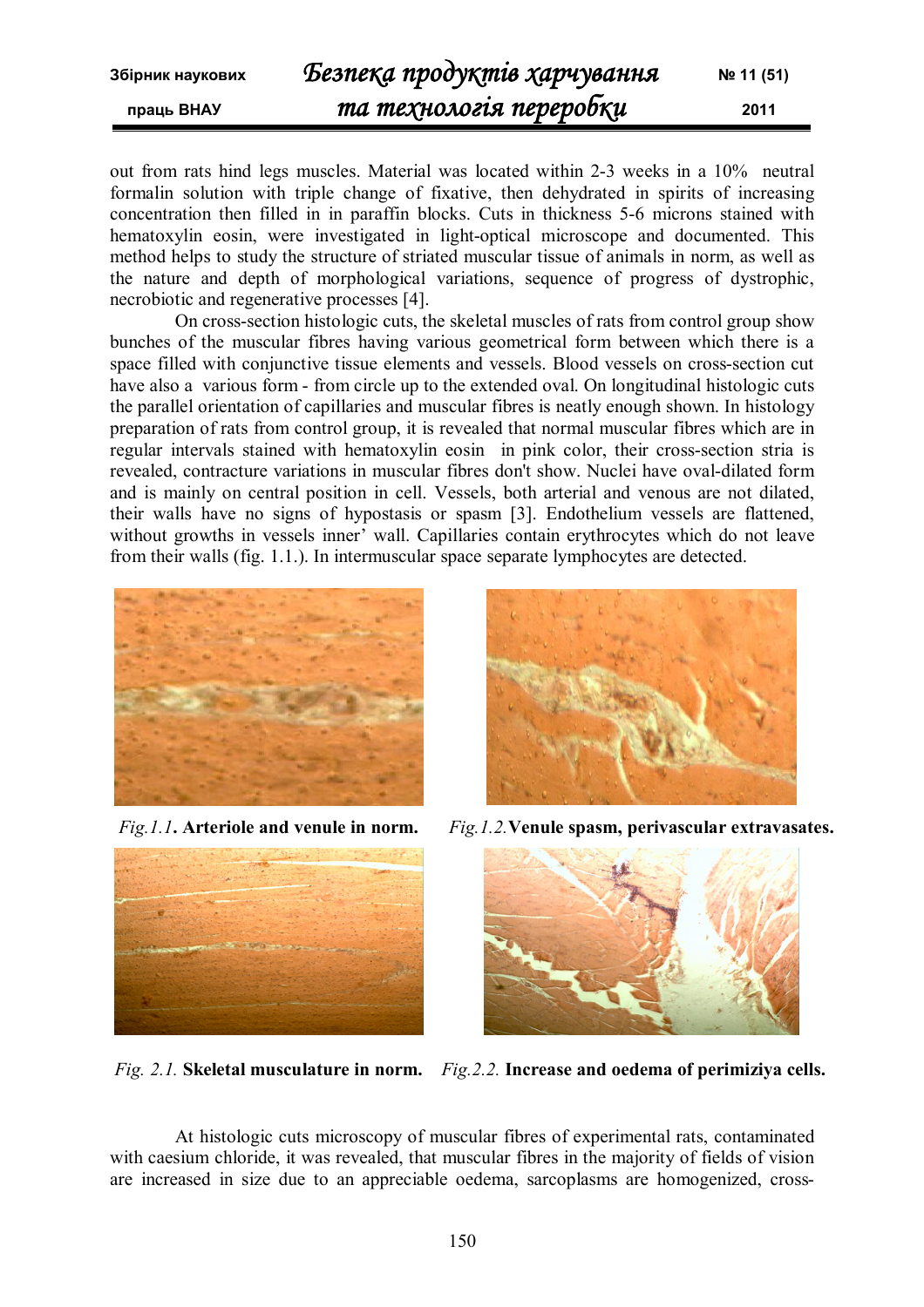out from rats hind legs muscles. Material was located within 2-3 weeks in a 10% neutral formalin solution with triple change of fixative, then dehydrated in spirits of increasing concentration then filled in in paraffin blocks. Cuts in thickness 5-6 microns stained with hematoxylin eosin, were investigated in light-optical microscope and documented. This method helps to study the structure of striated muscular tissue of animals in norm, as well as the nature and depth of morphological variations, sequence of progress of dystrophic, necrobiotic and regenerative processes [4].

On cross-section histologic cuts, the skeletal muscles of rats from control group show bunches of the muscular fibres having various geometrical form between which there is a space filled with conjunctive tissue elements and vessels. Blood vessels on cross-section cut have also a various form - from circle up to the extended oval. On longitudinal histologic cuts the parallel orientation of capillaries and muscular fibres is neatly enough shown. In histology preparation of rats from control group, it is revealed that normal muscular fibres which are in regular intervals stained with hematoxylin eosin in pink color, their cross-section stria is revealed, contracture variations in muscular fibres don't show. Nuclei have oval-dilated form and is mainly on central position in cell. Vessels, both arterial and venous are not dilated, their walls have no signs of hypostasis or spasm [3]. Endothelium vessels are flattened, without growths in vessels inner' wall. Capillaries contain erythrocytes which do not leave from their walls (fig. 1.1.). In intermuscular space separate lymphocytes are detected.

*Fig.1.1*. **Arteriole and venule in norm.**

*Fig.1.2.* **Venule spasm, perivascular extravasates.**

*Fig. 2.1.* **Skeletal musculature in norm.**

*Fig.2.2.* **Increase and oedema of perimiziya cells.**

At histologic cuts microscopy of muscular fibres of experimental rats, contaminated with caesium chloride, it was revealed, that muscular fibres in the majority of fields of vision are increased in size due to an appreciable oedema, sarcoplasms are homogenized, cross-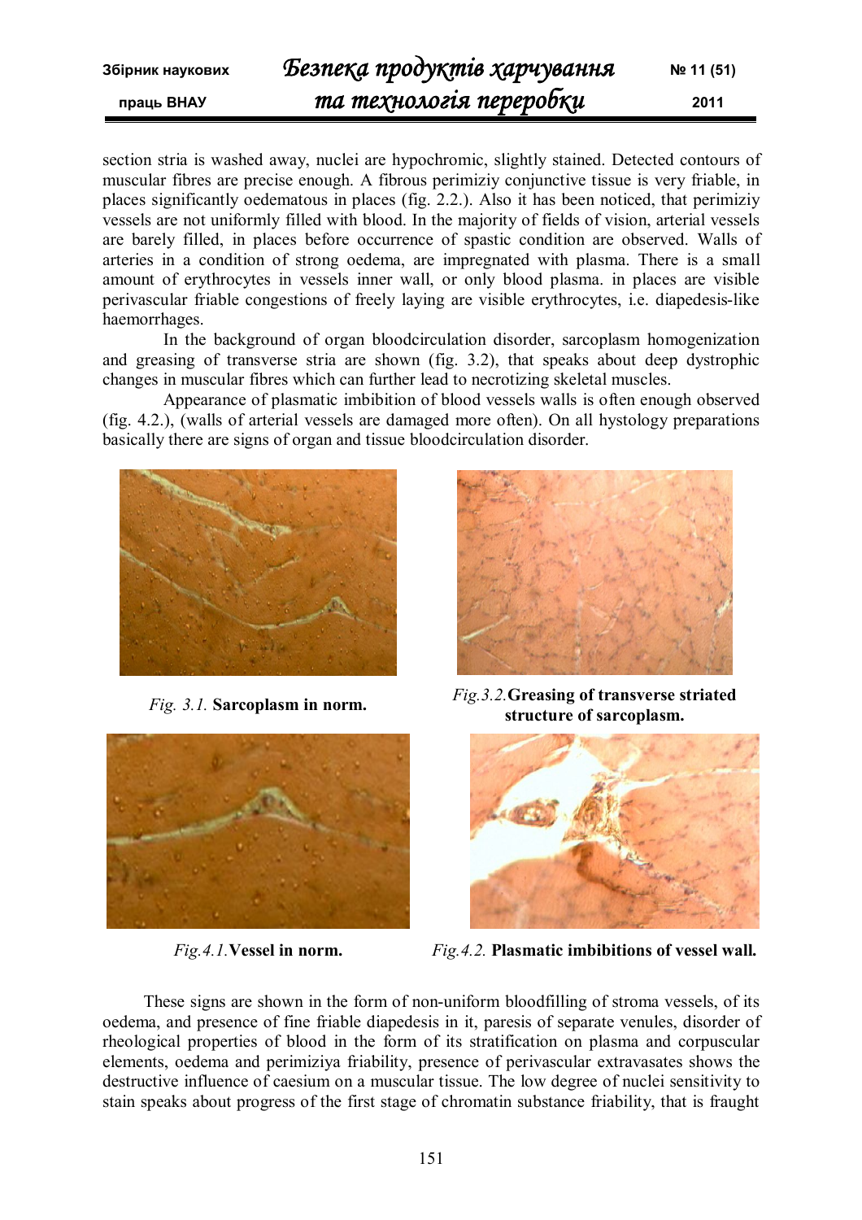section stria is washed away, nuclei are hypochromic, slightly stained. Detected contours of muscular fibres are precise enough. A fibrous perimiziy conjunctive tissue is very friable, in places significantly oedematous in places (fig. 2.2.). Also it has been noticed, that perimiziy vessels are not uniformly filled with blood. In the majority of fields of vision, arterial vessels are barely filled, in places before occurrence of spastic condition are observed. Walls of arteries in a condition of strong oedema, are impregnated with plasma. There is a small amount of erythrocytes in vessels inner wall, or only blood plasma. in places are visible perivascular friable congestions of freely laying are visible erythrocytes, i.e. diapedesis-like haemorrhages.

In the background of organ bloodcirculation disorder, sarcoplasm homogenization and greasing of transverse stria are shown (fig. 3.2), that speaks about deep dystrophic changes in muscular fibres which can further lead to necrotizing skeletal muscles.

Appearance of plasmatic imbibition of blood vessels walls is often enough observed (fig. 4.2.), (walls of arterial vessels are damaged more often). On all hystology preparations basically there are signs of organ and tissue bloodcirculation disorder.

*Fig. 3.1.* **Sarcoplasm in norm.**

*Fig.3.2.* **Greasing of transverse striated structure of sarcoplasm.**

*Fig.4.1.* **Vessel in norm.**

*Fig.4.2.* **Plasmatic imbibitions of vessel wall.**

These signs are shown in the form of non-uniform bloodfilling of stroma vessels, of its oedema, and presence of fine friable diapedesis in it, paresis of separate venules, disorder of rheological properties of blood in the form of its stratification on plasma and corpuscular elements, oedema and perimiziya friability, presence of perivascular extravasates shows the destructive influence of caesium on a muscular tissue. The low degree of nuclei sensitivity to stain speaks about progress of the first stage of chromatin substance friability, that is fraught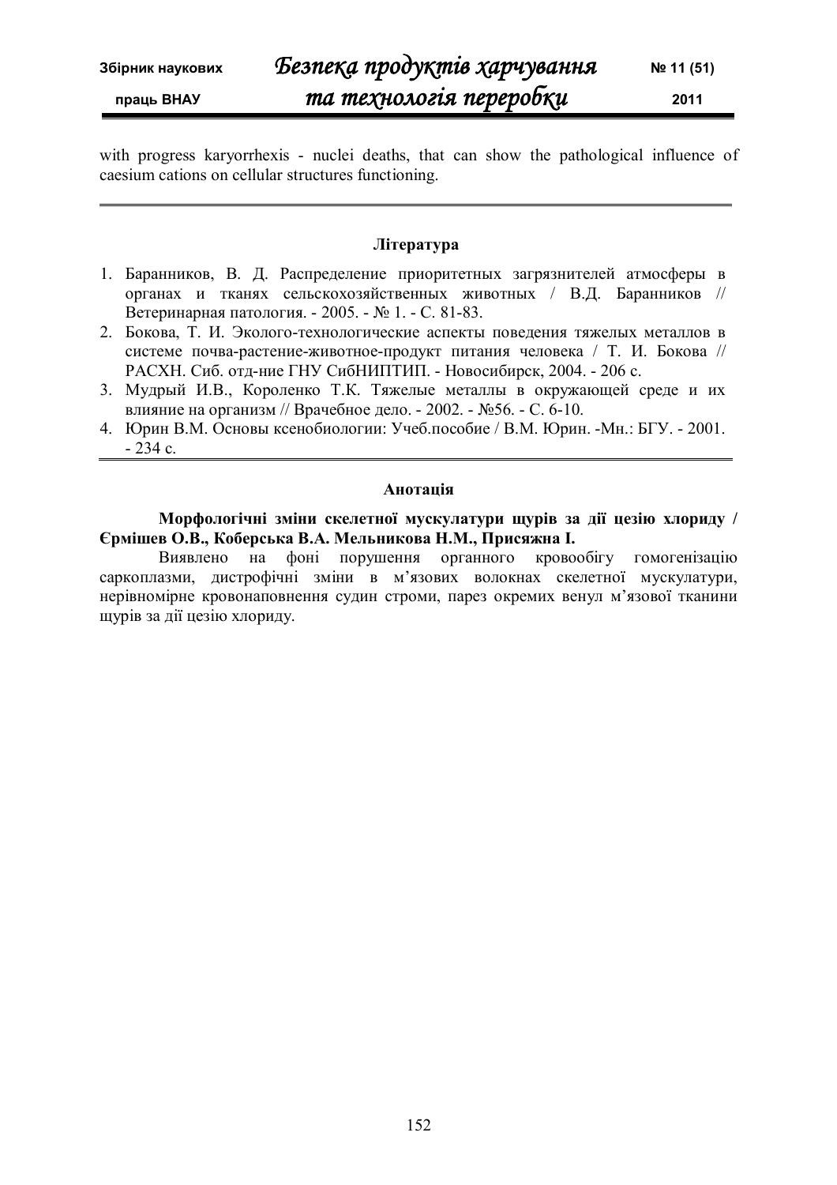with progress karyorrhexis - nuclei deaths, that can show the pathological influence of caesium cations on cellular structures functioning.

---

### Література

1. Баранников, В. Д. Распределение приоритетных загрязнителей атмосферы в органах и тканях сельскохозяйственных животных / В.Д. Баранников // Ветеринарная патология. - 2005. - № 1. - С. 81-83.
2. Бокова, Т. И. Эколого-технологические аспекты поведения тяжелых металлов в системе почва-растение-животное-продукт питания человека / Т. И. Бокова // РАСХН. Сиб. отд-ние ГНУ СибНИПТИП. - Новосибирск, 2004. - 206 с.
3. Мудрый И.В., Короленко Т.К. Тяжелые металлы в окружающей среде и их влияние на организм // Врачебное дело. - 2002. - №56. - С. 6-10.
4. Юрин В.М. Основы ксенобиологии: Учеб.пособие / В.М. Юрин. -Мн.: БГУ. - 2001. - 234 с.

---

### Анотація

**Морфологічні зміни скелетної мускулатури щурів за дії цезію хлориду / Єрмішев О.В., Коберська В.А. Мельникова Н.М., Присяжна І.**

Виявлено на фоні порушення органного кровообігу гомогенізацію саркоплазми, дистрофічні зміни в м'язових волокнах скелетної мускулатури, нерівномірне кровонаповнення судин строми, парез окремих венул м'язової тканини щурів за дії цезію хлориду.